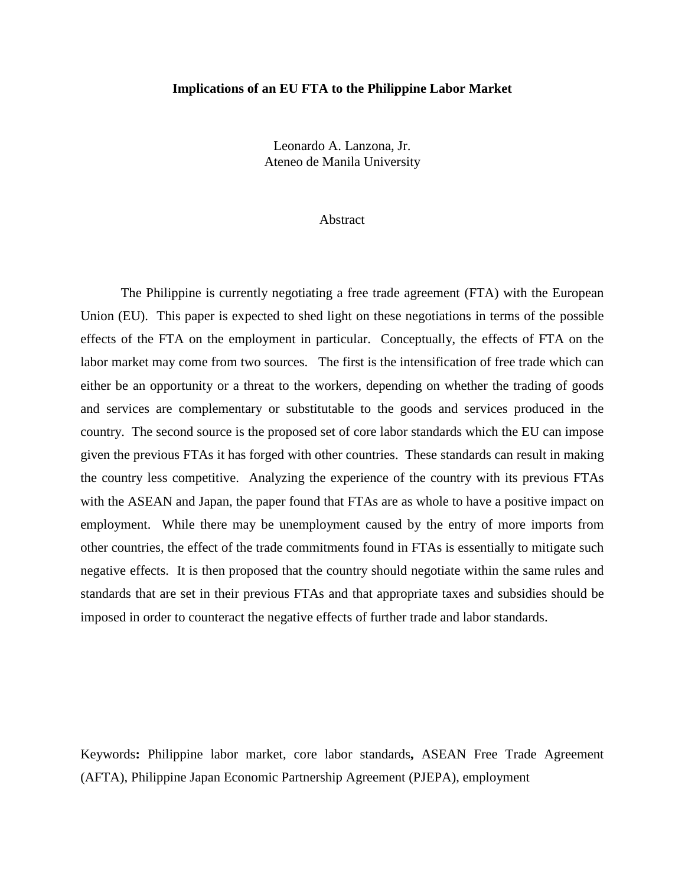# Implications of an EU FTA to the Philippine Labor Market

Leonardo A. Lanzona, Jr.
Ateneo de Manila University

## Abstract

The Philippine is currently negotiating a free trade agreement (FTA) with the European Union (EU). This paper is expected to shed light on these negotiations in terms of the possible effects of the FTA on the employment in particular. Conceptually, the effects of FTA on the labor market may come from two sources. The first is the intensification of free trade which can either be an opportunity or a threat to the workers, depending on whether the trading of goods and services are complementary or substitutable to the goods and services produced in the country. The second source is the proposed set of core labor standards which the EU can impose given the previous FTAs it has forged with other countries. These standards can result in making the country less competitive. Analyzing the experience of the country with its previous FTAs with the ASEAN and Japan, the paper found that FTAs are as whole to have a positive impact on employment. While there may be unemployment caused by the entry of more imports from other countries, the effect of the trade commitments found in FTAs is essentially to mitigate such negative effects. It is then proposed that the country should negotiate within the same rules and standards that are set in their previous FTAs and that appropriate taxes and subsidies should be imposed in order to counteract the negative effects of further trade and labor standards.

Keywords**:** Philippine labor market, core labor standards**,** ASEAN Free Trade Agreement (AFTA), Philippine Japan Economic Partnership Agreement (PJEPA), employment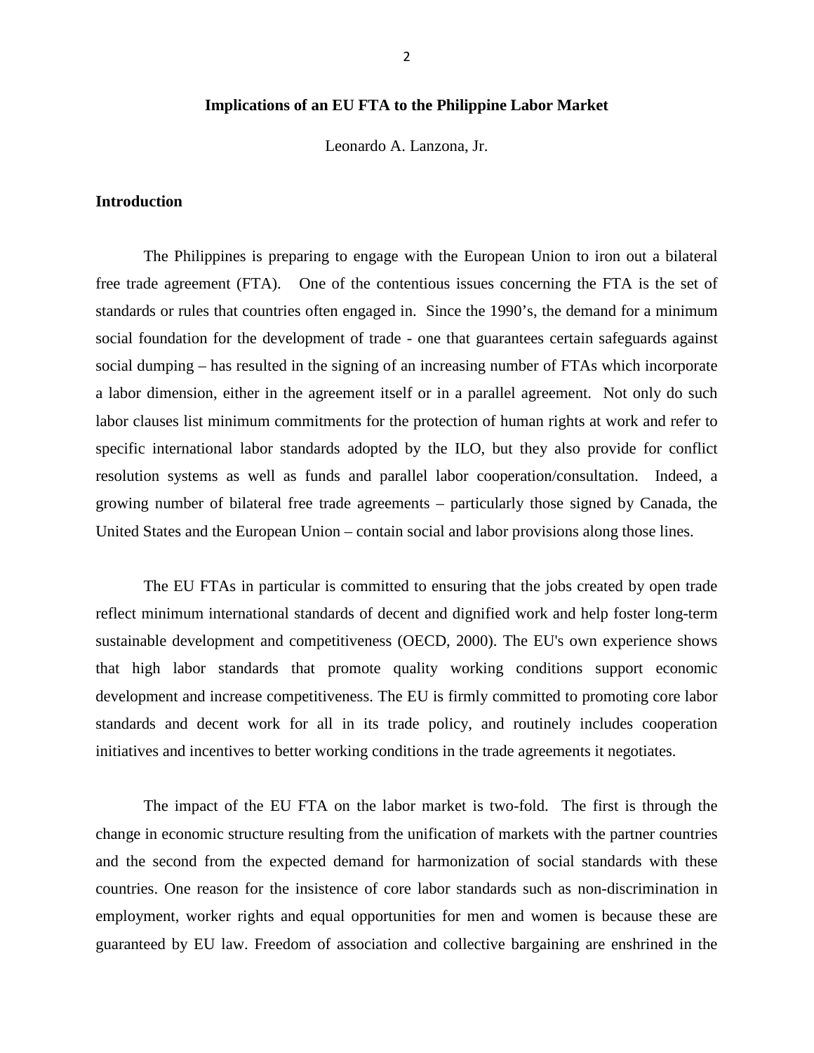# Implications of an EU FTA to the Philippine Labor Market

Leonardo A. Lanzona, Jr.

## Introduction

The Philippines is preparing to engage with the European Union to iron out a bilateral free trade agreement (FTA). One of the contentious issues concerning the FTA is the set of standards or rules that countries often engaged in. Since the 1990's, the demand for a minimum social foundation for the development of trade - one that guarantees certain safeguards against social dumping – has resulted in the signing of an increasing number of FTAs which incorporate a labor dimension, either in the agreement itself or in a parallel agreement. Not only do such labor clauses list minimum commitments for the protection of human rights at work and refer to specific international labor standards adopted by the ILO, but they also provide for conflict resolution systems as well as funds and parallel labor cooperation/consultation. Indeed, a growing number of bilateral free trade agreements – particularly those signed by Canada, the United States and the European Union – contain social and labor provisions along those lines.

The EU FTAs in particular is committed to ensuring that the jobs created by open trade reflect minimum international standards of decent and dignified work and help foster long-term sustainable development and competitiveness (OECD, 2000). The EU's own experience shows that high labor standards that promote quality working conditions support economic development and increase competitiveness. The EU is firmly committed to promoting core labor standards and decent work for all in its trade policy, and routinely includes cooperation initiatives and incentives to better working conditions in the trade agreements it negotiates.

The impact of the EU FTA on the labor market is two-fold. The first is through the change in economic structure resulting from the unification of markets with the partner countries and the second from the expected demand for harmonization of social standards with these countries. One reason for the insistence of core labor standards such as non-discrimination in employment, worker rights and equal opportunities for men and women is because these are guaranteed by EU law. Freedom of association and collective bargaining are enshrined in the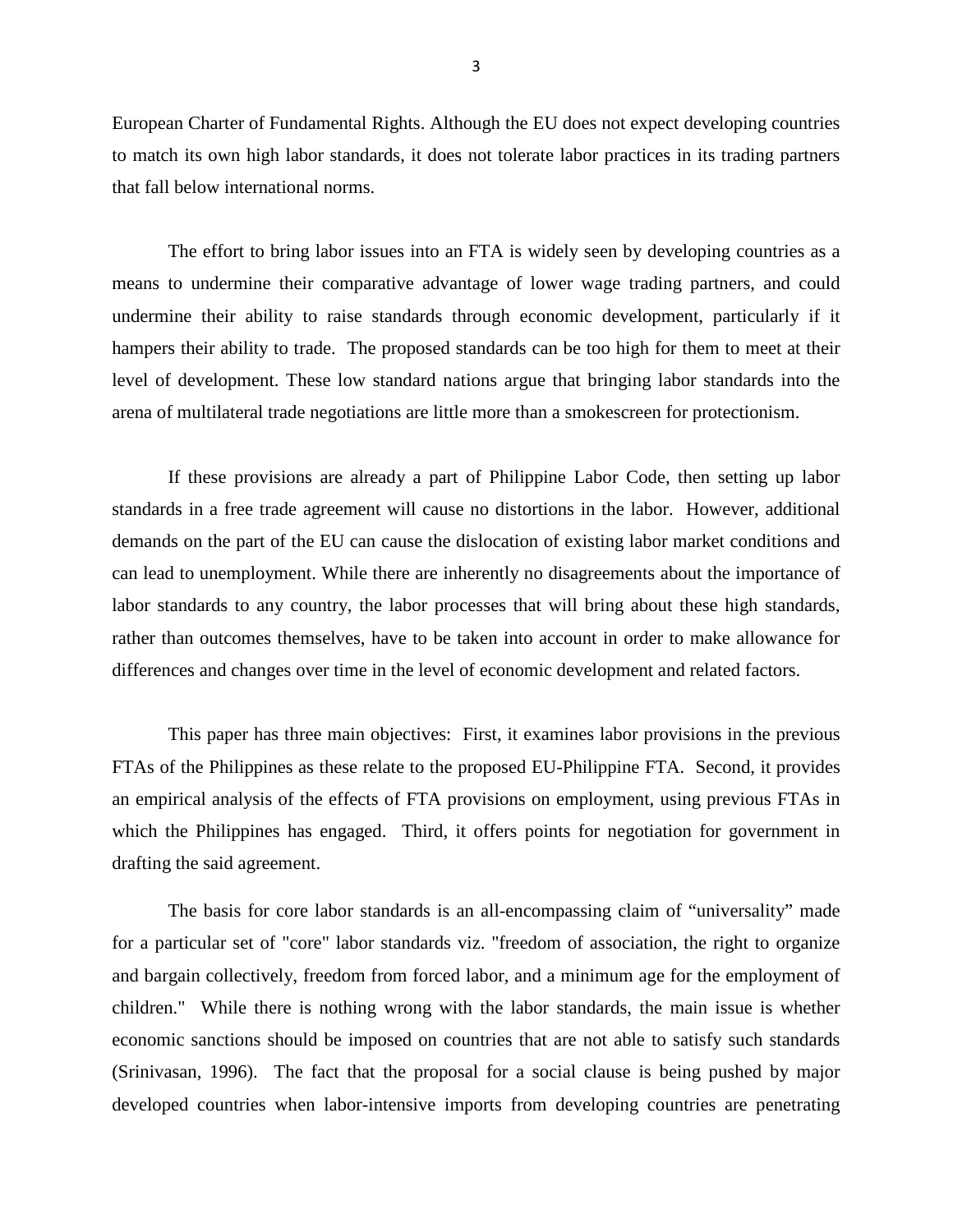European Charter of Fundamental Rights. Although the EU does not expect developing countries to match its own high labor standards, it does not tolerate labor practices in its trading partners that fall below international norms.

The effort to bring labor issues into an FTA is widely seen by developing countries as a means to undermine their comparative advantage of lower wage trading partners, and could undermine their ability to raise standards through economic development, particularly if it hampers their ability to trade. The proposed standards can be too high for them to meet at their level of development. These low standard nations argue that bringing labor standards into the arena of multilateral trade negotiations are little more than a smokescreen for protectionism.

If these provisions are already a part of Philippine Labor Code, then setting up labor standards in a free trade agreement will cause no distortions in the labor. However, additional demands on the part of the EU can cause the dislocation of existing labor market conditions and can lead to unemployment. While there are inherently no disagreements about the importance of labor standards to any country, the labor processes that will bring about these high standards, rather than outcomes themselves, have to be taken into account in order to make allowance for differences and changes over time in the level of economic development and related factors.

This paper has three main objectives: First, it examines labor provisions in the previous FTAs of the Philippines as these relate to the proposed EU-Philippine FTA. Second, it provides an empirical analysis of the effects of FTA provisions on employment, using previous FTAs in which the Philippines has engaged. Third, it offers points for negotiation for government in drafting the said agreement.

The basis for core labor standards is an all-encompassing claim of "universality" made for a particular set of "core" labor standards viz. "freedom of association, the right to organize and bargain collectively, freedom from forced labor, and a minimum age for the employment of children." While there is nothing wrong with the labor standards, the main issue is whether economic sanctions should be imposed on countries that are not able to satisfy such standards (Srinivasan, 1996). The fact that the proposal for a social clause is being pushed by major developed countries when labor-intensive imports from developing countries are penetrating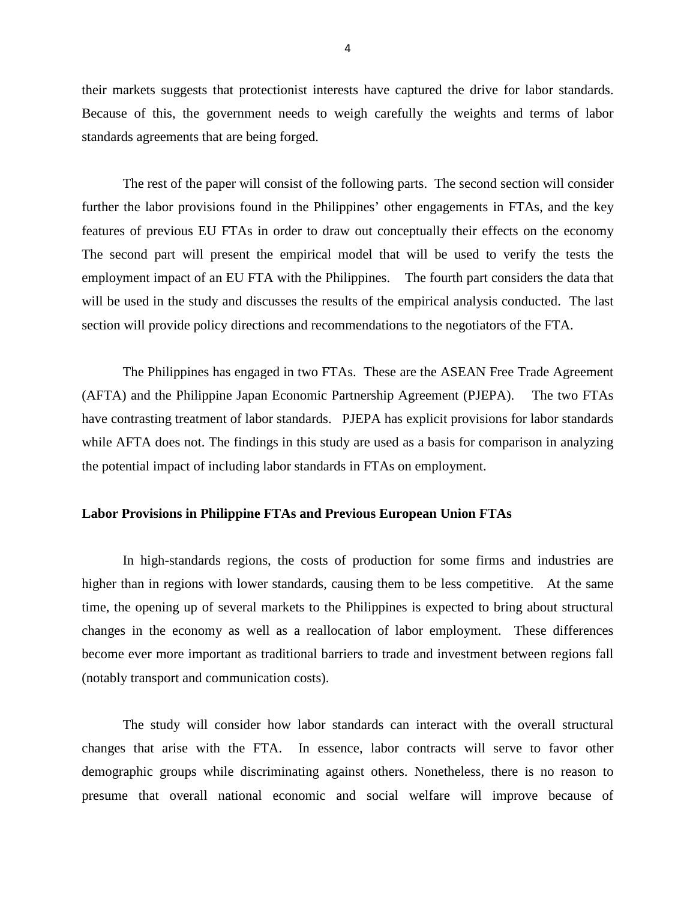their markets suggests that protectionist interests have captured the drive for labor standards. Because of this, the government needs to weigh carefully the weights and terms of labor standards agreements that are being forged.

The rest of the paper will consist of the following parts. The second section will consider further the labor provisions found in the Philippines' other engagements in FTAs, and the key features of previous EU FTAs in order to draw out conceptually their effects on the economy The second part will present the empirical model that will be used to verify the tests the employment impact of an EU FTA with the Philippines. The fourth part considers the data that will be used in the study and discusses the results of the empirical analysis conducted. The last section will provide policy directions and recommendations to the negotiators of the FTA.

The Philippines has engaged in two FTAs. These are the ASEAN Free Trade Agreement (AFTA) and the Philippine Japan Economic Partnership Agreement (PJEPA). The two FTAs have contrasting treatment of labor standards. PJEPA has explicit provisions for labor standards while AFTA does not. The findings in this study are used as a basis for comparison in analyzing the potential impact of including labor standards in FTAs on employment.

**Labor Provisions in Philippine FTAs and Previous European Union FTAs**

In high-standards regions, the costs of production for some firms and industries are higher than in regions with lower standards, causing them to be less competitive. At the same time, the opening up of several markets to the Philippines is expected to bring about structural changes in the economy as well as a reallocation of labor employment. These differences become ever more important as traditional barriers to trade and investment between regions fall (notably transport and communication costs).

The study will consider how labor standards can interact with the overall structural changes that arise with the FTA. In essence, labor contracts will serve to favor other demographic groups while discriminating against others. Nonetheless, there is no reason to presume that overall national economic and social welfare will improve because of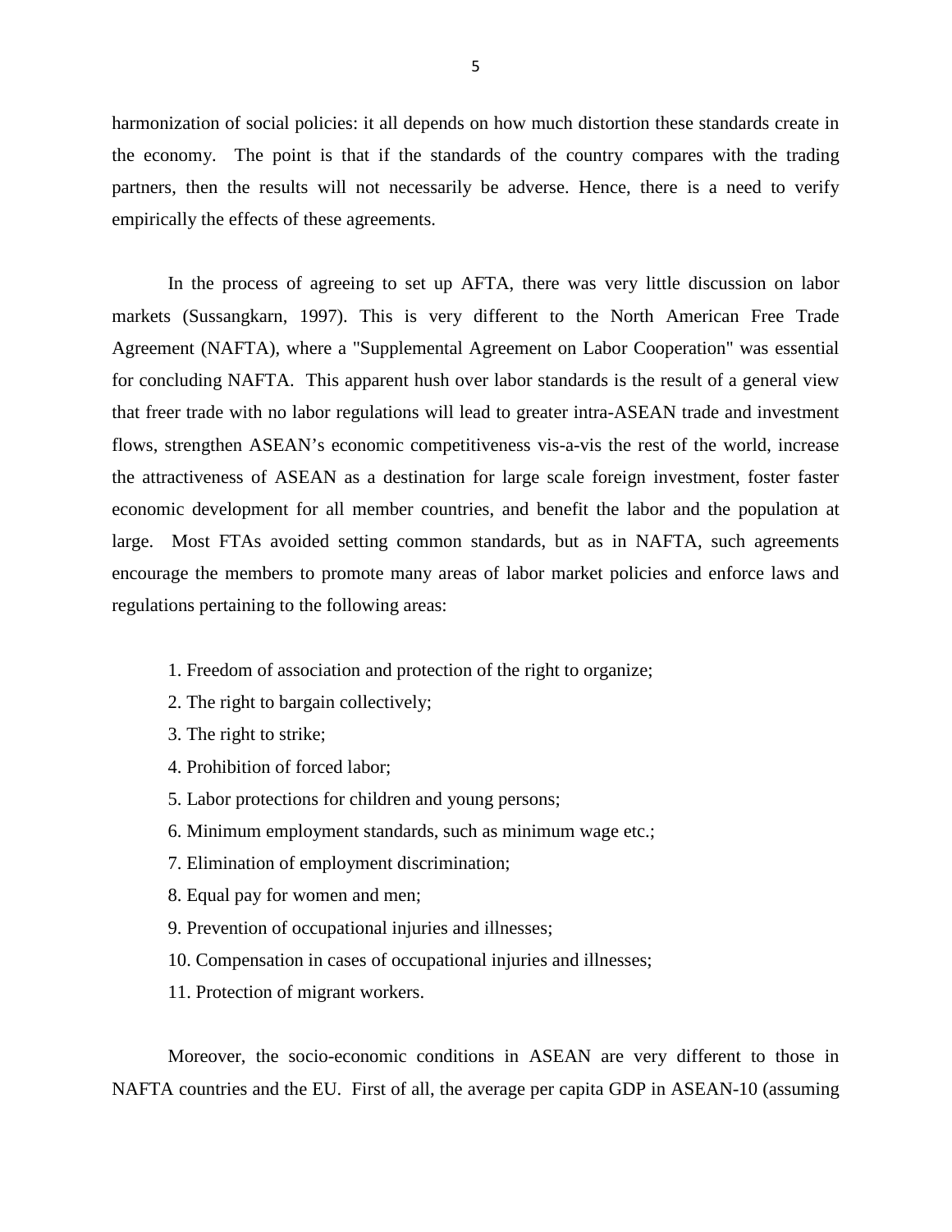harmonization of social policies: it all depends on how much distortion these standards create in the economy. The point is that if the standards of the country compares with the trading partners, then the results will not necessarily be adverse. Hence, there is a need to verify empirically the effects of these agreements.

In the process of agreeing to set up AFTA, there was very little discussion on labor markets (Sussangkarn, 1997). This is very different to the North American Free Trade Agreement (NAFTA), where a "Supplemental Agreement on Labor Cooperation" was essential for concluding NAFTA. This apparent hush over labor standards is the result of a general view that freer trade with no labor regulations will lead to greater intra-ASEAN trade and investment flows, strengthen ASEAN's economic competitiveness vis-a-vis the rest of the world, increase the attractiveness of ASEAN as a destination for large scale foreign investment, foster faster economic development for all member countries, and benefit the labor and the population at large. Most FTAs avoided setting common standards, but as in NAFTA, such agreements encourage the members to promote many areas of labor market policies and enforce laws and regulations pertaining to the following areas:

1. Freedom of association and protection of the right to organize;
2. The right to bargain collectively;
3. The right to strike;
4. Prohibition of forced labor;
5. Labor protections for children and young persons;
6. Minimum employment standards, such as minimum wage etc.;
7. Elimination of employment discrimination;
8. Equal pay for women and men;
9. Prevention of occupational injuries and illnesses;
10. Compensation in cases of occupational injuries and illnesses;
11. Protection of migrant workers.

Moreover, the socio-economic conditions in ASEAN are very different to those in NAFTA countries and the EU. First of all, the average per capita GDP in ASEAN-10 (assuming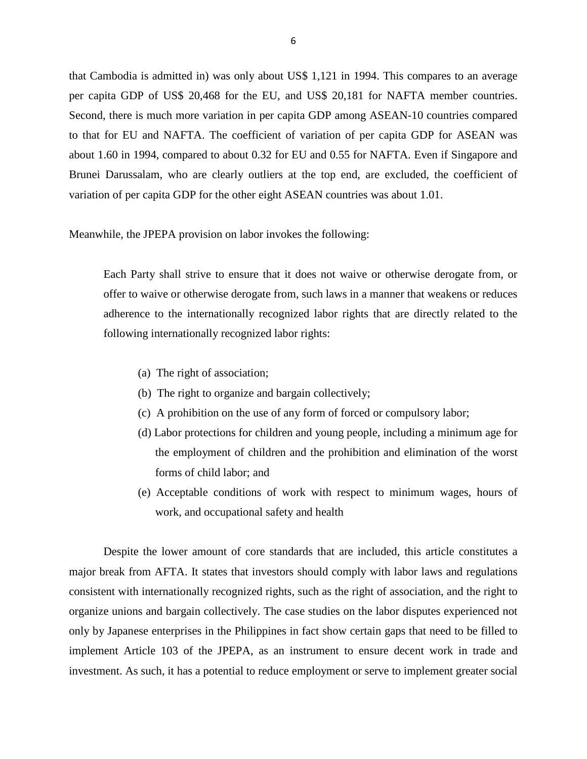that Cambodia is admitted in) was only about US$ 1,121 in 1994. This compares to an average per capita GDP of US$ 20,468 for the EU, and US$ 20,181 for NAFTA member countries. Second, there is much more variation in per capita GDP among ASEAN-10 countries compared to that for EU and NAFTA. The coefficient of variation of per capita GDP for ASEAN was about 1.60 in 1994, compared to about 0.32 for EU and 0.55 for NAFTA. Even if Singapore and Brunei Darussalam, who are clearly outliers at the top end, are excluded, the coefficient of variation of per capita GDP for the other eight ASEAN countries was about 1.01.

Meanwhile, the JPEPA provision on labor invokes the following:

> Each Party shall strive to ensure that it does not waive or otherwise derogate from, or offer to waive or otherwise derogate from, such laws in a manner that weakens or reduces adherence to the internationally recognized labor rights that are directly related to the following internationally recognized labor rights:
>
> (a) The right of association;
>
> (b) The right to organize and bargain collectively;
>
> (c) A prohibition on the use of any form of forced or compulsory labor;
>
> (d) Labor protections for children and young people, including a minimum age for the employment of children and the prohibition and elimination of the worst forms of child labor; and
>
> (e) Acceptable conditions of work with respect to minimum wages, hours of work, and occupational safety and health

Despite the lower amount of core standards that are included, this article constitutes a major break from AFTA. It states that investors should comply with labor laws and regulations consistent with internationally recognized rights, such as the right of association, and the right to organize unions and bargain collectively. The case studies on the labor disputes experienced not only by Japanese enterprises in the Philippines in fact show certain gaps that need to be filled to implement Article 103 of the JPEPA, as an instrument to ensure decent work in trade and investment. As such, it has a potential to reduce employment or serve to implement greater social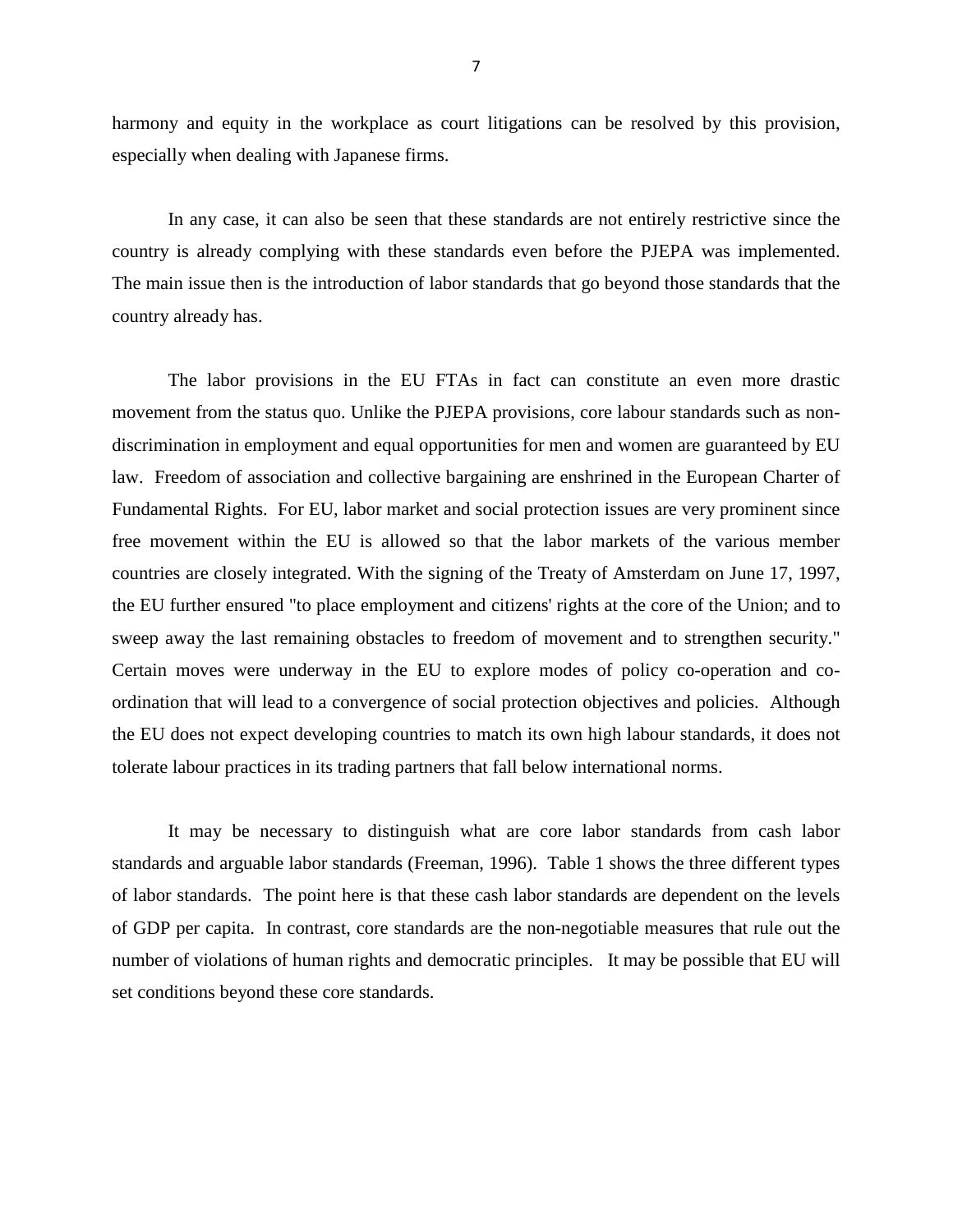harmony and equity in the workplace as court litigations can be resolved by this provision, especially when dealing with Japanese firms.

In any case, it can also be seen that these standards are not entirely restrictive since the country is already complying with these standards even before the PJEPA was implemented. The main issue then is the introduction of labor standards that go beyond those standards that the country already has.

The labor provisions in the EU FTAs in fact can constitute an even more drastic movement from the status quo. Unlike the PJEPA provisions, core labour standards such as non-discrimination in employment and equal opportunities for men and women are guaranteed by EU law. Freedom of association and collective bargaining are enshrined in the European Charter of Fundamental Rights. For EU, labor market and social protection issues are very prominent since free movement within the EU is allowed so that the labor markets of the various member countries are closely integrated. With the signing of the Treaty of Amsterdam on June 17, 1997, the EU further ensured "to place employment and citizens' rights at the core of the Union; and to sweep away the last remaining obstacles to freedom of movement and to strengthen security." Certain moves were underway in the EU to explore modes of policy co-operation and co-ordination that will lead to a convergence of social protection objectives and policies. Although the EU does not expect developing countries to match its own high labour standards, it does not tolerate labour practices in its trading partners that fall below international norms.

It may be necessary to distinguish what are core labor standards from cash labor standards and arguable labor standards (Freeman, 1996). Table 1 shows the three different types of labor standards. The point here is that these cash labor standards are dependent on the levels of GDP per capita. In contrast, core standards are the non-negotiable measures that rule out the number of violations of human rights and democratic principles. It may be possible that EU will set conditions beyond these core standards.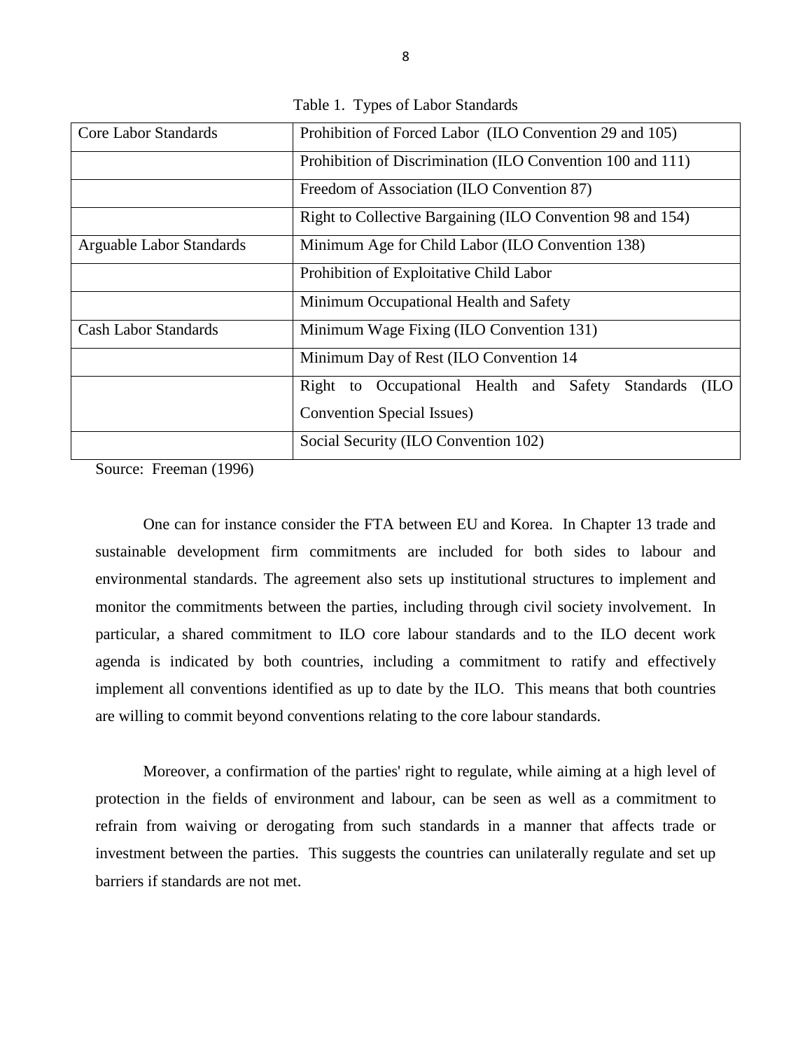Table 1. Types of Labor Standards

| | |
|---|---|
| Core Labor Standards | Prohibition of Forced Labor (ILO Convention 29 and 105) |
| | Prohibition of Discrimination (ILO Convention 100 and 111) |
| | Freedom of Association (ILO Convention 87) |
| | Right to Collective Bargaining (ILO Convention 98 and 154) |
| Arguable Labor Standards | Minimum Age for Child Labor (ILO Convention 138) |
| | Prohibition of Exploitative Child Labor |
| | Minimum Occupational Health and Safety |
| Cash Labor Standards | Minimum Wage Fixing (ILO Convention 131) |
| | Minimum Day of Rest (ILO Convention 14 |
| | Right to Occupational Health and Safety Standards (ILO Convention Special Issues) |
| | Social Security (ILO Convention 102) |

Source: Freeman (1996)

One can for instance consider the FTA between EU and Korea. In Chapter 13 trade and sustainable development firm commitments are included for both sides to labour and environmental standards. The agreement also sets up institutional structures to implement and monitor the commitments between the parties, including through civil society involvement. In particular, a shared commitment to ILO core labour standards and to the ILO decent work agenda is indicated by both countries, including a commitment to ratify and effectively implement all conventions identified as up to date by the ILO. This means that both countries are willing to commit beyond conventions relating to the core labour standards.

Moreover, a confirmation of the parties' right to regulate, while aiming at a high level of protection in the fields of environment and labour, can be seen as well as a commitment to refrain from waiving or derogating from such standards in a manner that affects trade or investment between the parties. This suggests the countries can unilaterally regulate and set up barriers if standards are not met.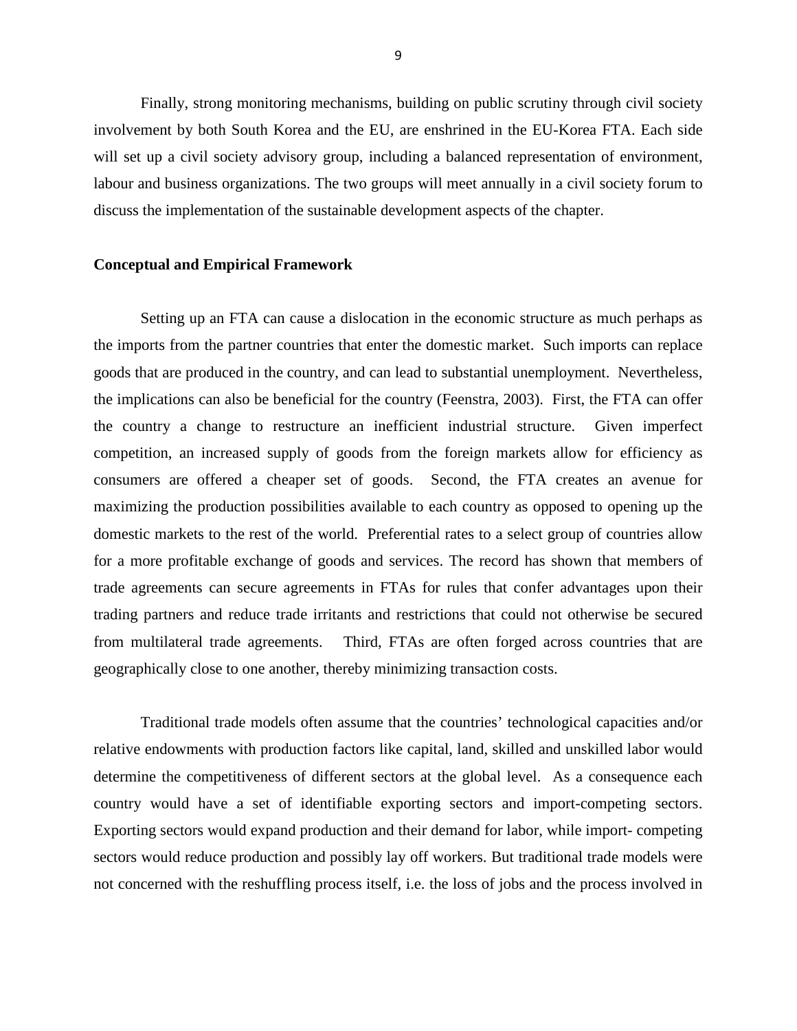Finally, strong monitoring mechanisms, building on public scrutiny through civil society involvement by both South Korea and the EU, are enshrined in the EU-Korea FTA. Each side will set up a civil society advisory group, including a balanced representation of environment, labour and business organizations. The two groups will meet annually in a civil society forum to discuss the implementation of the sustainable development aspects of the chapter.

**Conceptual and Empirical Framework**

Setting up an FTA can cause a dislocation in the economic structure as much perhaps as the imports from the partner countries that enter the domestic market. Such imports can replace goods that are produced in the country, and can lead to substantial unemployment. Nevertheless, the implications can also be beneficial for the country (Feenstra, 2003). First, the FTA can offer the country a change to restructure an inefficient industrial structure. Given imperfect competition, an increased supply of goods from the foreign markets allow for efficiency as consumers are offered a cheaper set of goods. Second, the FTA creates an avenue for maximizing the production possibilities available to each country as opposed to opening up the domestic markets to the rest of the world. Preferential rates to a select group of countries allow for a more profitable exchange of goods and services. The record has shown that members of trade agreements can secure agreements in FTAs for rules that confer advantages upon their trading partners and reduce trade irritants and restrictions that could not otherwise be secured from multilateral trade agreements. Third, FTAs are often forged across countries that are geographically close to one another, thereby minimizing transaction costs.

Traditional trade models often assume that the countries' technological capacities and/or relative endowments with production factors like capital, land, skilled and unskilled labor would determine the competitiveness of different sectors at the global level. As a consequence each country would have a set of identifiable exporting sectors and import-competing sectors. Exporting sectors would expand production and their demand for labor, while import- competing sectors would reduce production and possibly lay off workers. But traditional trade models were not concerned with the reshuffling process itself, i.e. the loss of jobs and the process involved in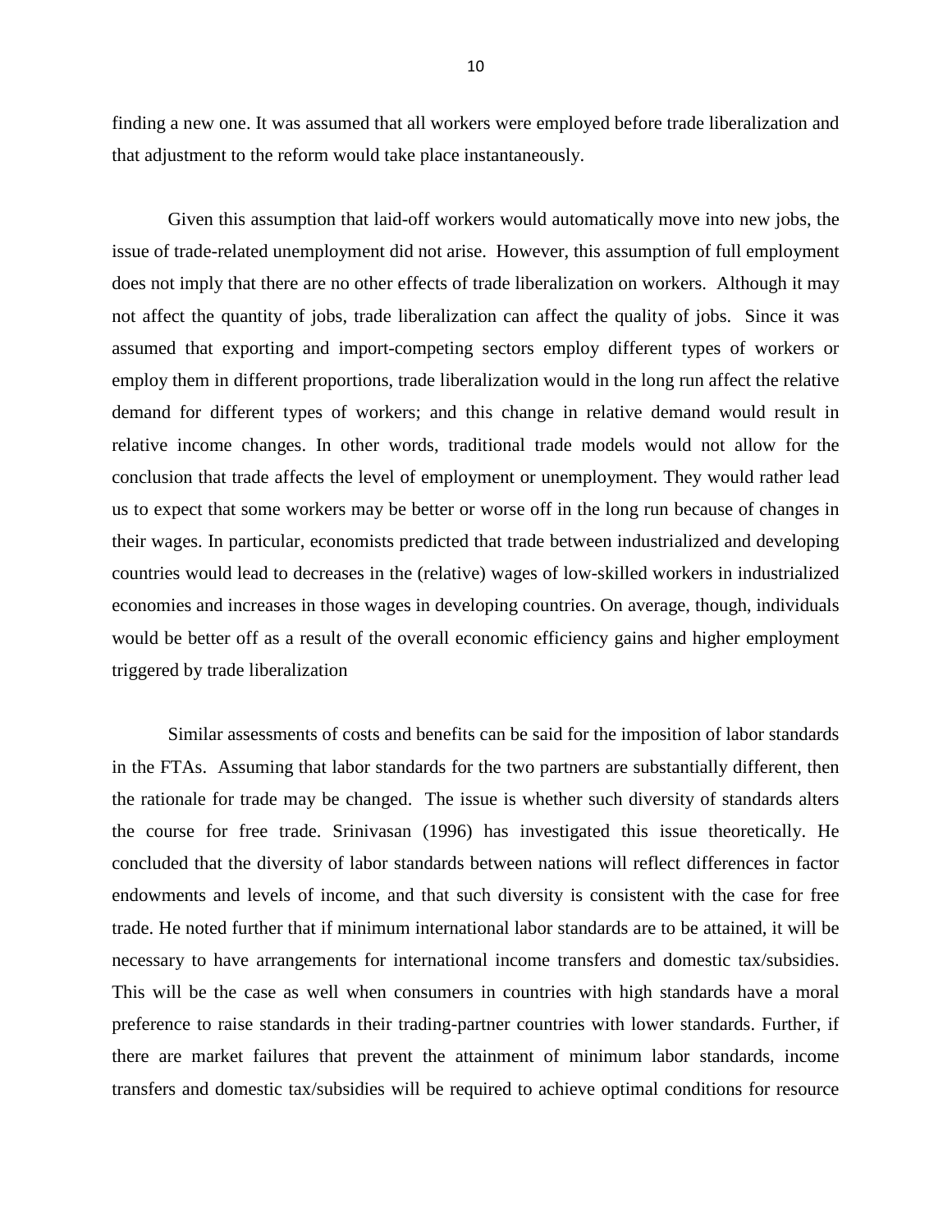finding a new one. It was assumed that all workers were employed before trade liberalization and that adjustment to the reform would take place instantaneously.

Given this assumption that laid-off workers would automatically move into new jobs, the issue of trade-related unemployment did not arise. However, this assumption of full employment does not imply that there are no other effects of trade liberalization on workers. Although it may not affect the quantity of jobs, trade liberalization can affect the quality of jobs. Since it was assumed that exporting and import-competing sectors employ different types of workers or employ them in different proportions, trade liberalization would in the long run affect the relative demand for different types of workers; and this change in relative demand would result in relative income changes. In other words, traditional trade models would not allow for the conclusion that trade affects the level of employment or unemployment. They would rather lead us to expect that some workers may be better or worse off in the long run because of changes in their wages. In particular, economists predicted that trade between industrialized and developing countries would lead to decreases in the (relative) wages of low-skilled workers in industrialized economies and increases in those wages in developing countries. On average, though, individuals would be better off as a result of the overall economic efficiency gains and higher employment triggered by trade liberalization

Similar assessments of costs and benefits can be said for the imposition of labor standards in the FTAs. Assuming that labor standards for the two partners are substantially different, then the rationale for trade may be changed. The issue is whether such diversity of standards alters the course for free trade. Srinivasan (1996) has investigated this issue theoretically. He concluded that the diversity of labor standards between nations will reflect differences in factor endowments and levels of income, and that such diversity is consistent with the case for free trade. He noted further that if minimum international labor standards are to be attained, it will be necessary to have arrangements for international income transfers and domestic tax/subsidies. This will be the case as well when consumers in countries with high standards have a moral preference to raise standards in their trading-partner countries with lower standards. Further, if there are market failures that prevent the attainment of minimum labor standards, income transfers and domestic tax/subsidies will be required to achieve optimal conditions for resource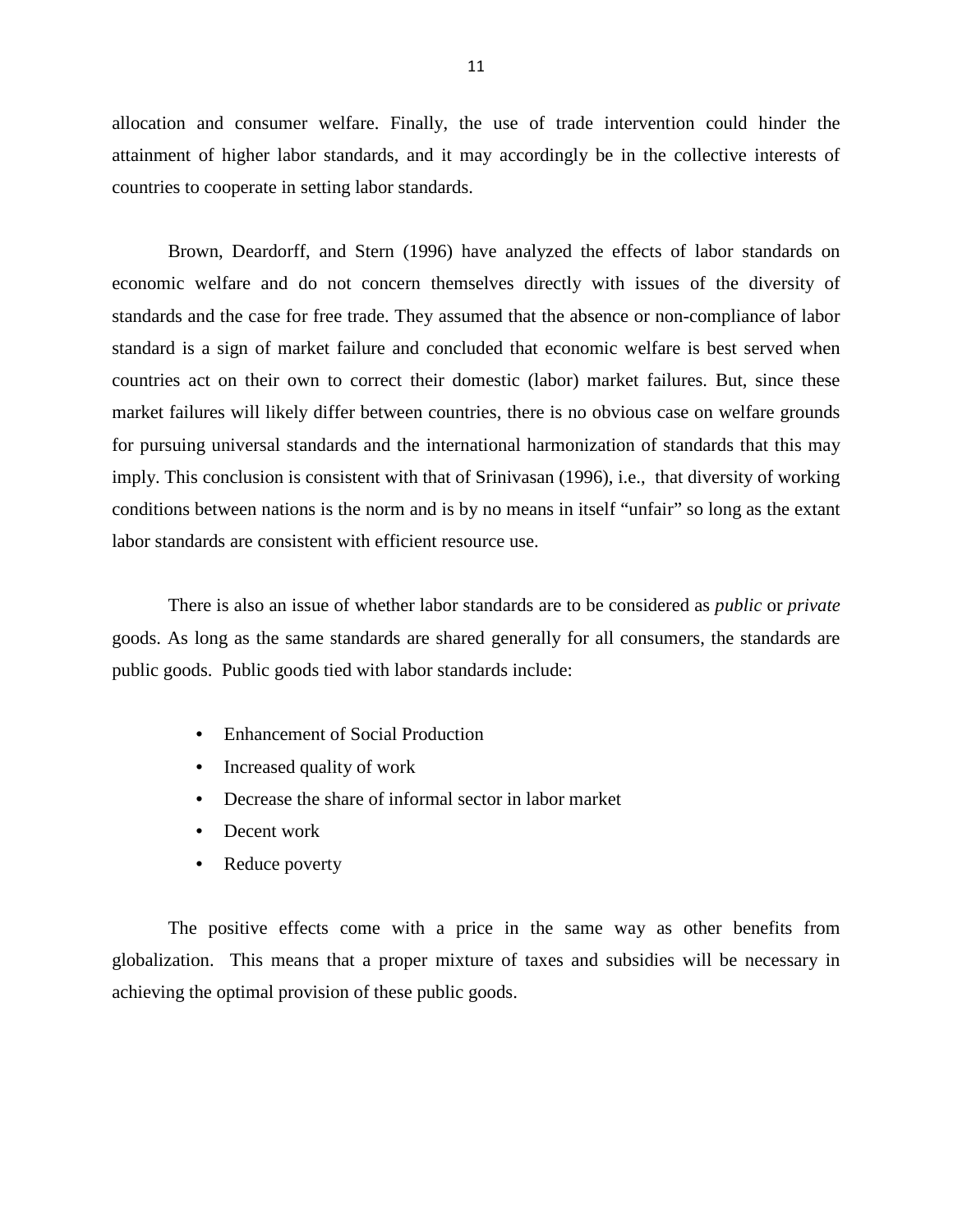allocation and consumer welfare. Finally, the use of trade intervention could hinder the attainment of higher labor standards, and it may accordingly be in the collective interests of countries to cooperate in setting labor standards.

Brown, Deardorff, and Stern (1996) have analyzed the effects of labor standards on economic welfare and do not concern themselves directly with issues of the diversity of standards and the case for free trade. They assumed that the absence or non-compliance of labor standard is a sign of market failure and concluded that economic welfare is best served when countries act on their own to correct their domestic (labor) market failures. But, since these market failures will likely differ between countries, there is no obvious case on welfare grounds for pursuing universal standards and the international harmonization of standards that this may imply. This conclusion is consistent with that of Srinivasan (1996), i.e., that diversity of working conditions between nations is the norm and is by no means in itself "unfair" so long as the extant labor standards are consistent with efficient resource use.

There is also an issue of whether labor standards are to be considered as *public* or *private* goods. As long as the same standards are shared generally for all consumers, the standards are public goods. Public goods tied with labor standards include:

- Enhancement of Social Production
- Increased quality of work
- Decrease the share of informal sector in labor market
- Decent work
- Reduce poverty

The positive effects come with a price in the same way as other benefits from globalization. This means that a proper mixture of taxes and subsidies will be necessary in achieving the optimal provision of these public goods.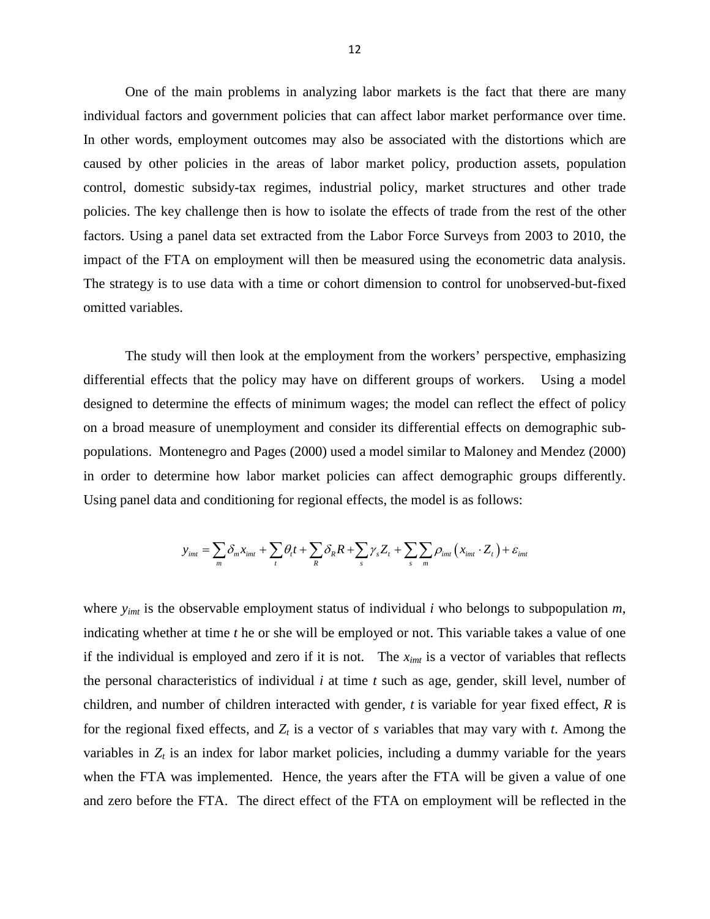One of the main problems in analyzing labor markets is the fact that there are many individual factors and government policies that can affect labor market performance over time. In other words, employment outcomes may also be associated with the distortions which are caused by other policies in the areas of labor market policy, production assets, population control, domestic subsidy-tax regimes, industrial policy, market structures and other trade policies. The key challenge then is how to isolate the effects of trade from the rest of the other factors. Using a panel data set extracted from the Labor Force Surveys from 2003 to 2010, the impact of the FTA on employment will then be measured using the econometric data analysis. The strategy is to use data with a time or cohort dimension to control for unobserved-but-fixed omitted variables.

The study will then look at the employment from the workers' perspective, emphasizing differential effects that the policy may have on different groups of workers. Using a model designed to determine the effects of minimum wages; the model can reflect the effect of policy on a broad measure of unemployment and consider its differential effects on demographic sub-populations. Montenegro and Pages (2000) used a model similar to Maloney and Mendez (2000) in order to determine how labor market policies can affect demographic groups differently. Using panel data and conditioning for regional effects, the model is as follows:

$$y_{imt} = \sum_{m} \delta_m x_{imt} + \sum_{t} \theta_t t + \sum_{R} \delta_R R + \sum_{s} \gamma_s Z_t + \sum_{s} \sum_{m} \rho_{imt} \left( x_{imt} \cdot Z_t \right) + \varepsilon_{imt}$$

where $y_{imt}$ is the observable employment status of individual $i$ who belongs to subpopulation $m$, indicating whether at time $t$ he or she will be employed or not. This variable takes a value of one if the individual is employed and zero if it is not. The $x_{imt}$ is a vector of variables that reflects the personal characteristics of individual $i$ at time $t$ such as age, gender, skill level, number of children, and number of children interacted with gender, $t$ is variable for year fixed effect, $R$ is for the regional fixed effects, and $Z_t$ is a vector of $s$ variables that may vary with $t$. Among the variables in $Z_t$ is an index for labor market policies, including a dummy variable for the years when the FTA was implemented. Hence, the years after the FTA will be given a value of one and zero before the FTA. The direct effect of the FTA on employment will be reflected in the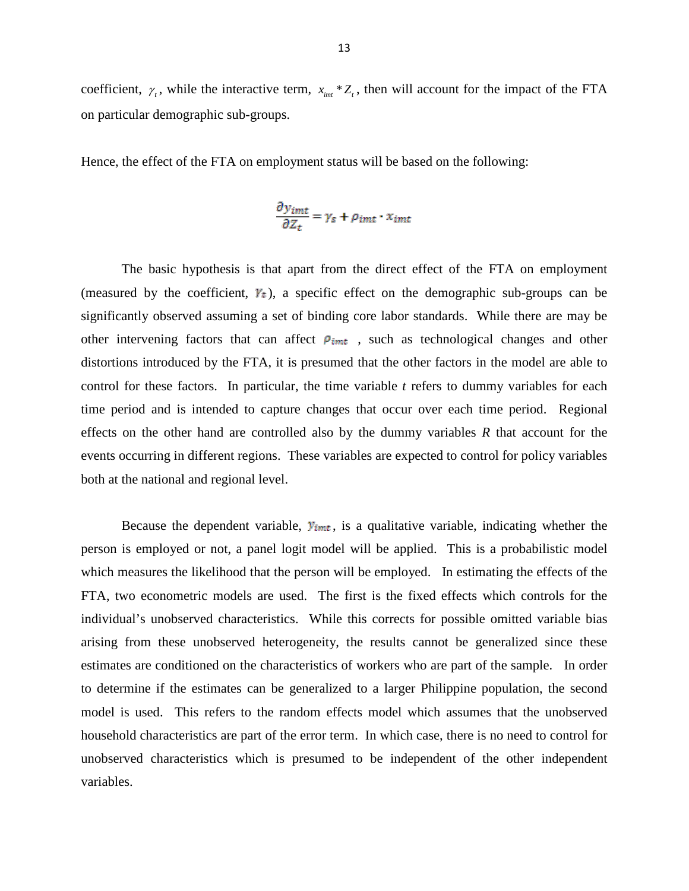coefficient, $\gamma_t$, while the interactive term, $x_{imt} * Z_t$, then will account for the impact of the FTA on particular demographic sub-groups.

Hence, the effect of the FTA on employment status will be based on the following:

$$\frac{\partial y_{imt}}{\partial Z_t} = \gamma_s + \rho_{imt} \cdot x_{imt}$$

The basic hypothesis is that apart from the direct effect of the FTA on employment (measured by the coefficient, $\gamma_t$), a specific effect on the demographic sub-groups can be significantly observed assuming a set of binding core labor standards. While there are may be other intervening factors that can affect $\rho_{imt}$ , such as technological changes and other distortions introduced by the FTA, it is presumed that the other factors in the model are able to control for these factors. In particular, the time variable *t* refers to dummy variables for each time period and is intended to capture changes that occur over each time period. Regional effects on the other hand are controlled also by the dummy variables *R* that account for the events occurring in different regions. These variables are expected to control for policy variables both at the national and regional level.

Because the dependent variable, $y_{imt}$, is a qualitative variable, indicating whether the person is employed or not, a panel logit model will be applied. This is a probabilistic model which measures the likelihood that the person will be employed. In estimating the effects of the FTA, two econometric models are used. The first is the fixed effects which controls for the individual's unobserved characteristics. While this corrects for possible omitted variable bias arising from these unobserved heterogeneity, the results cannot be generalized since these estimates are conditioned on the characteristics of workers who are part of the sample. In order to determine if the estimates can be generalized to a larger Philippine population, the second model is used. This refers to the random effects model which assumes that the unobserved household characteristics are part of the error term. In which case, there is no need to control for unobserved characteristics which is presumed to be independent of the other independent variables.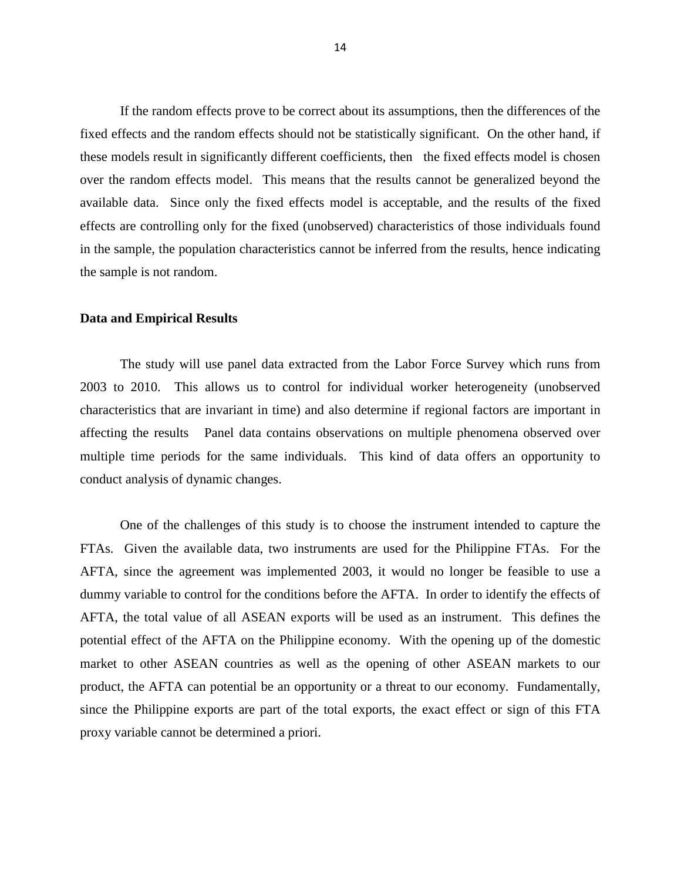If the random effects prove to be correct about its assumptions, then the differences of the fixed effects and the random effects should not be statistically significant. On the other hand, if these models result in significantly different coefficients, then the fixed effects model is chosen over the random effects model. This means that the results cannot be generalized beyond the available data. Since only the fixed effects model is acceptable, and the results of the fixed effects are controlling only for the fixed (unobserved) characteristics of those individuals found in the sample, the population characteristics cannot be inferred from the results, hence indicating the sample is not random.

**Data and Empirical Results**

The study will use panel data extracted from the Labor Force Survey which runs from 2003 to 2010. This allows us to control for individual worker heterogeneity (unobserved characteristics that are invariant in time) and also determine if regional factors are important in affecting the results Panel data contains observations on multiple phenomena observed over multiple time periods for the same individuals. This kind of data offers an opportunity to conduct analysis of dynamic changes.

One of the challenges of this study is to choose the instrument intended to capture the FTAs. Given the available data, two instruments are used for the Philippine FTAs. For the AFTA, since the agreement was implemented 2003, it would no longer be feasible to use a dummy variable to control for the conditions before the AFTA. In order to identify the effects of AFTA, the total value of all ASEAN exports will be used as an instrument. This defines the potential effect of the AFTA on the Philippine economy. With the opening up of the domestic market to other ASEAN countries as well as the opening of other ASEAN markets to our product, the AFTA can potential be an opportunity or a threat to our economy. Fundamentally, since the Philippine exports are part of the total exports, the exact effect or sign of this FTA proxy variable cannot be determined a priori.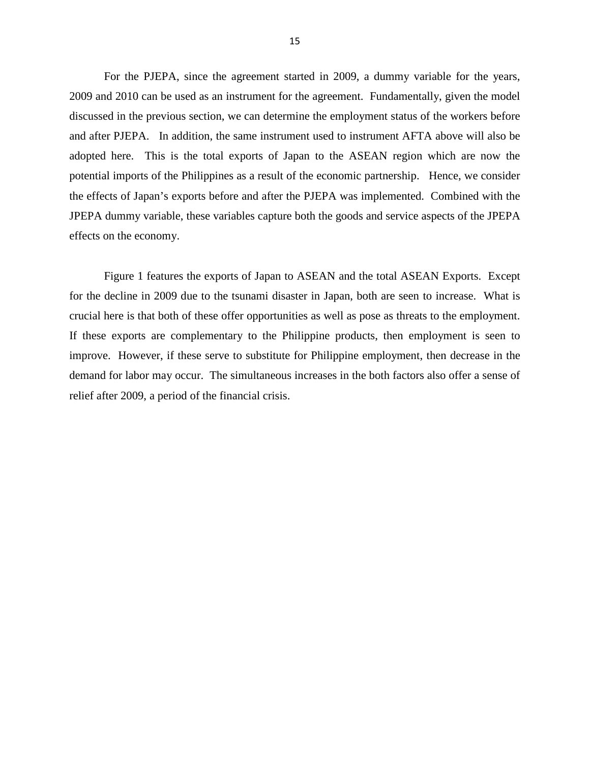For the PJEPA, since the agreement started in 2009, a dummy variable for the years, 2009 and 2010 can be used as an instrument for the agreement. Fundamentally, given the model discussed in the previous section, we can determine the employment status of the workers before and after PJEPA. In addition, the same instrument used to instrument AFTA above will also be adopted here. This is the total exports of Japan to the ASEAN region which are now the potential imports of the Philippines as a result of the economic partnership. Hence, we consider the effects of Japan's exports before and after the PJEPA was implemented. Combined with the JPEPA dummy variable, these variables capture both the goods and service aspects of the JPEPA effects on the economy.

Figure 1 features the exports of Japan to ASEAN and the total ASEAN Exports. Except for the decline in 2009 due to the tsunami disaster in Japan, both are seen to increase. What is crucial here is that both of these offer opportunities as well as pose as threats to the employment. If these exports are complementary to the Philippine products, then employment is seen to improve. However, if these serve to substitute for Philippine employment, then decrease in the demand for labor may occur. The simultaneous increases in the both factors also offer a sense of relief after 2009, a period of the financial crisis.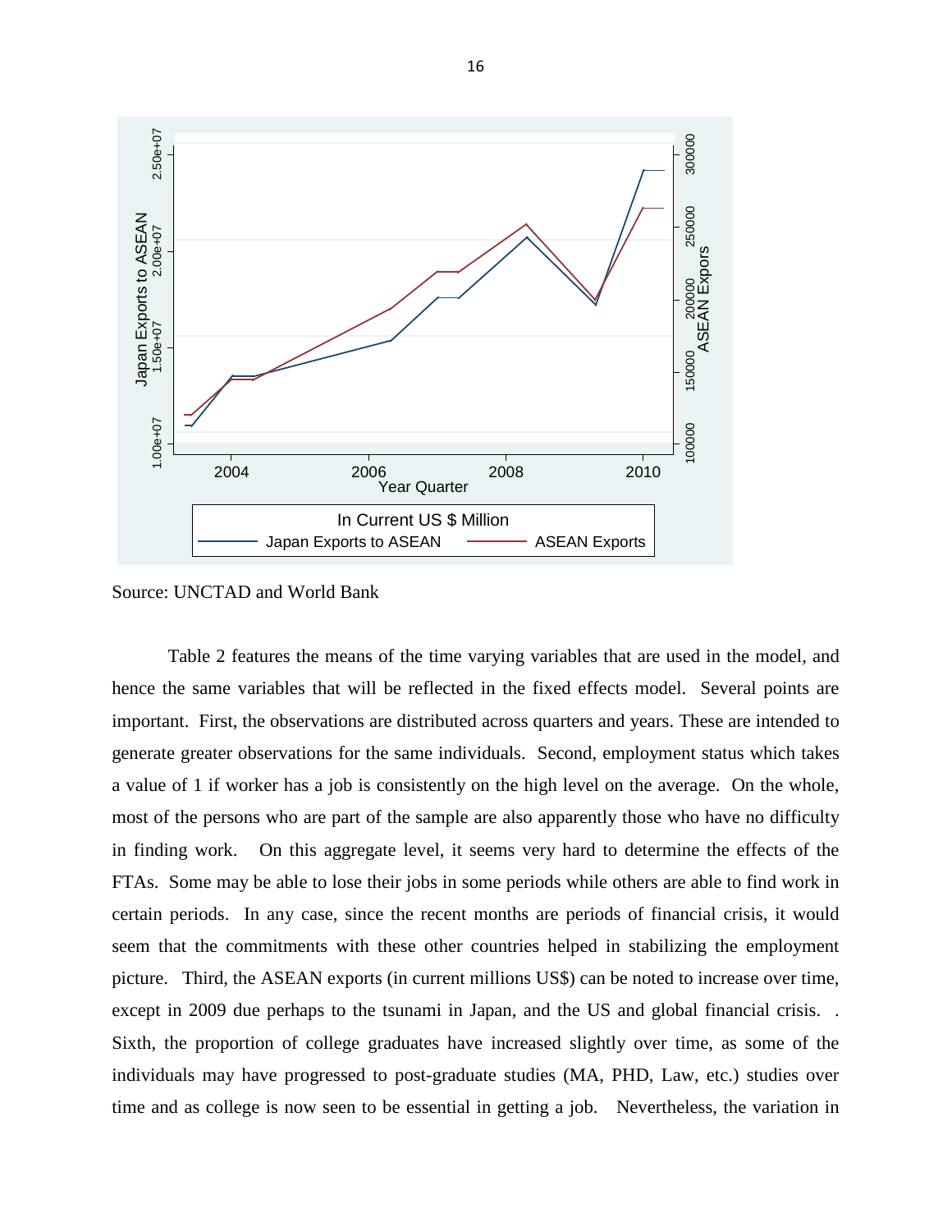Source: UNCTAD and World Bank

Table 2 features the means of the time varying variables that are used in the model, and hence the same variables that will be reflected in the fixed effects model. Several points are important. First, the observations are distributed across quarters and years. These are intended to generate greater observations for the same individuals. Second, employment status which takes a value of 1 if worker has a job is consistently on the high level on the average. On the whole, most of the persons who are part of the sample are also apparently those who have no difficulty in finding work. On this aggregate level, it seems very hard to determine the effects of the FTAs. Some may be able to lose their jobs in some periods while others are able to find work in certain periods. In any case, since the recent months are periods of financial crisis, it would seem that the commitments with these other countries helped in stabilizing the employment picture. Third, the ASEAN exports (in current millions US$) can be noted to increase over time, except in 2009 due perhaps to the tsunami in Japan, and the US and global financial crisis. . Sixth, the proportion of college graduates have increased slightly over time, as some of the individuals may have progressed to post-graduate studies (MA, PHD, Law, etc.) studies over time and as college is now seen to be essential in getting a job. Nevertheless, the variation in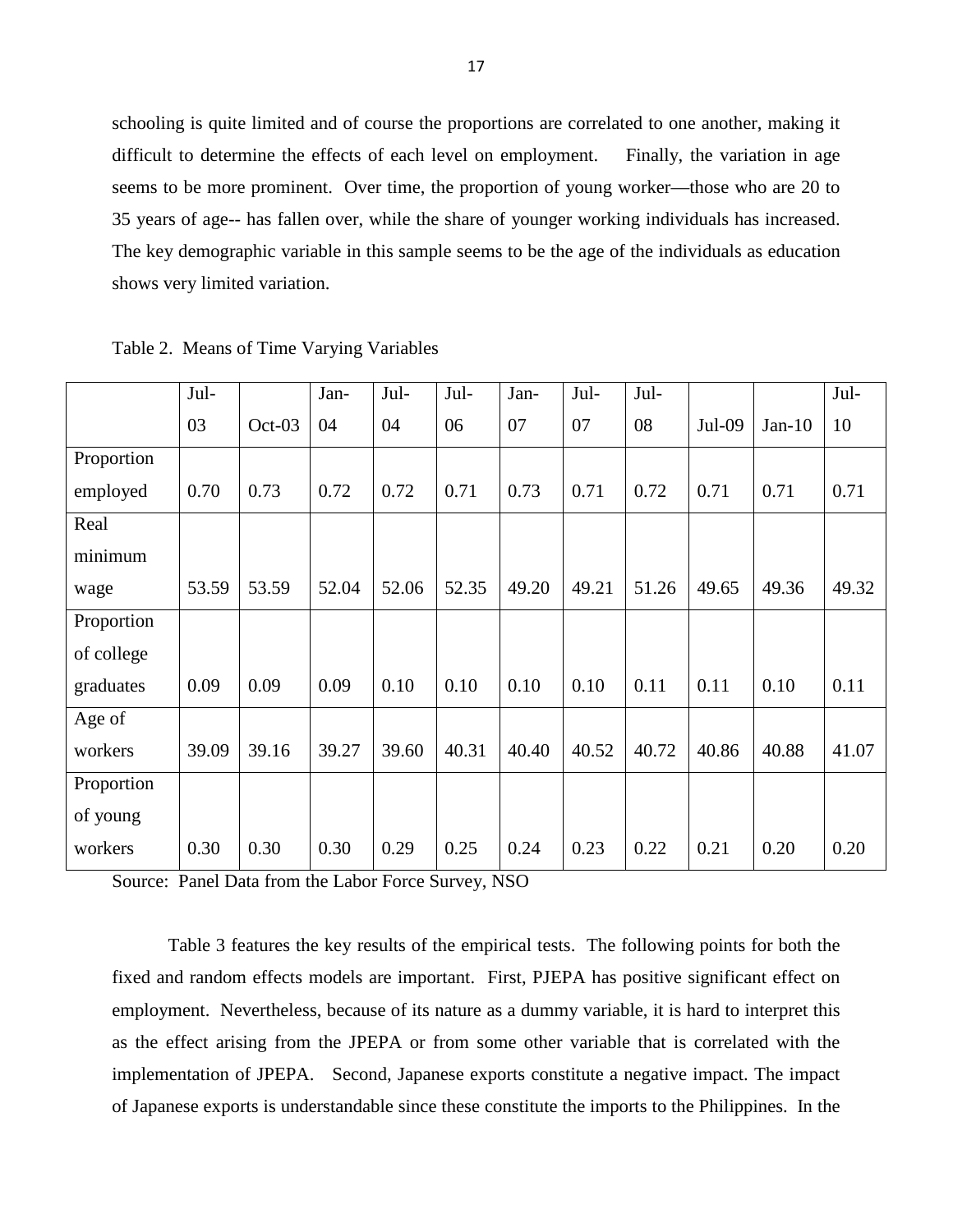schooling is quite limited and of course the proportions are correlated to one another, making it difficult to determine the effects of each level on employment. Finally, the variation in age seems to be more prominent. Over time, the proportion of young worker—those who are 20 to 35 years of age-- has fallen over, while the share of younger working individuals has increased. The key demographic variable in this sample seems to be the age of the individuals as education shows very limited variation.

Table 2. Means of Time Varying Variables

| | Jul-03 | Oct-03 | Jan-04 | Jul-04 | Jul-06 | Jan-07 | Jul-07 | Jul-08 | Jul-09 | Jan-10 | Jul-10 |
|---|---|---|---|---|---|---|---|---|---|---|---|
| Proportion employed | 0.70 | 0.73 | 0.72 | 0.72 | 0.71 | 0.73 | 0.71 | 0.72 | 0.71 | 0.71 | 0.71 |
| Real minimum wage | 53.59 | 53.59 | 52.04 | 52.06 | 52.35 | 49.20 | 49.21 | 51.26 | 49.65 | 49.36 | 49.32 |
| Proportion of college graduates | 0.09 | 0.09 | 0.09 | 0.10 | 0.10 | 0.10 | 0.10 | 0.11 | 0.11 | 0.10 | 0.11 |
| Age of workers | 39.09 | 39.16 | 39.27 | 39.60 | 40.31 | 40.40 | 40.52 | 40.72 | 40.86 | 40.88 | 41.07 |
| Proportion of young workers | 0.30 | 0.30 | 0.30 | 0.29 | 0.25 | 0.24 | 0.23 | 0.22 | 0.21 | 0.20 | 0.20 |

Source: Panel Data from the Labor Force Survey, NSO

Table 3 features the key results of the empirical tests. The following points for both the fixed and random effects models are important. First, PJEPA has positive significant effect on employment. Nevertheless, because of its nature as a dummy variable, it is hard to interpret this as the effect arising from the JPEPA or from some other variable that is correlated with the implementation of JPEPA. Second, Japanese exports constitute a negative impact. The impact of Japanese exports is understandable since these constitute the imports to the Philippines. In the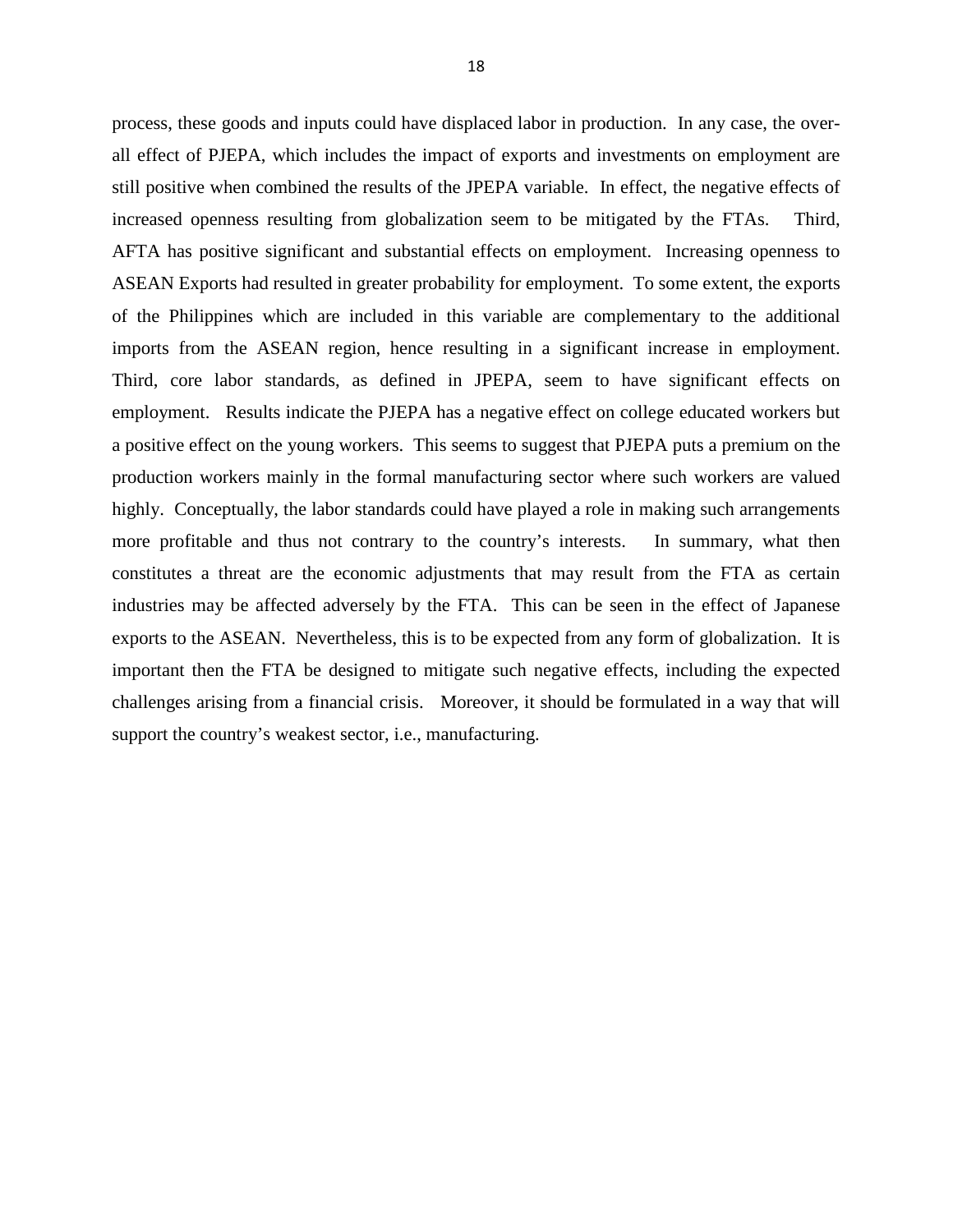process, these goods and inputs could have displaced labor in production. In any case, the overall effect of PJEPA, which includes the impact of exports and investments on employment are still positive when combined the results of the JPEPA variable. In effect, the negative effects of increased openness resulting from globalization seem to be mitigated by the FTAs. Third, AFTA has positive significant and substantial effects on employment. Increasing openness to ASEAN Exports had resulted in greater probability for employment. To some extent, the exports of the Philippines which are included in this variable are complementary to the additional imports from the ASEAN region, hence resulting in a significant increase in employment. Third, core labor standards, as defined in JPEPA, seem to have significant effects on employment. Results indicate the PJEPA has a negative effect on college educated workers but a positive effect on the young workers. This seems to suggest that PJEPA puts a premium on the production workers mainly in the formal manufacturing sector where such workers are valued highly. Conceptually, the labor standards could have played a role in making such arrangements more profitable and thus not contrary to the country's interests. In summary, what then constitutes a threat are the economic adjustments that may result from the FTA as certain industries may be affected adversely by the FTA. This can be seen in the effect of Japanese exports to the ASEAN. Nevertheless, this is to be expected from any form of globalization. It is important then the FTA be designed to mitigate such negative effects, including the expected challenges arising from a financial crisis. Moreover, it should be formulated in a way that will support the country's weakest sector, i.e., manufacturing.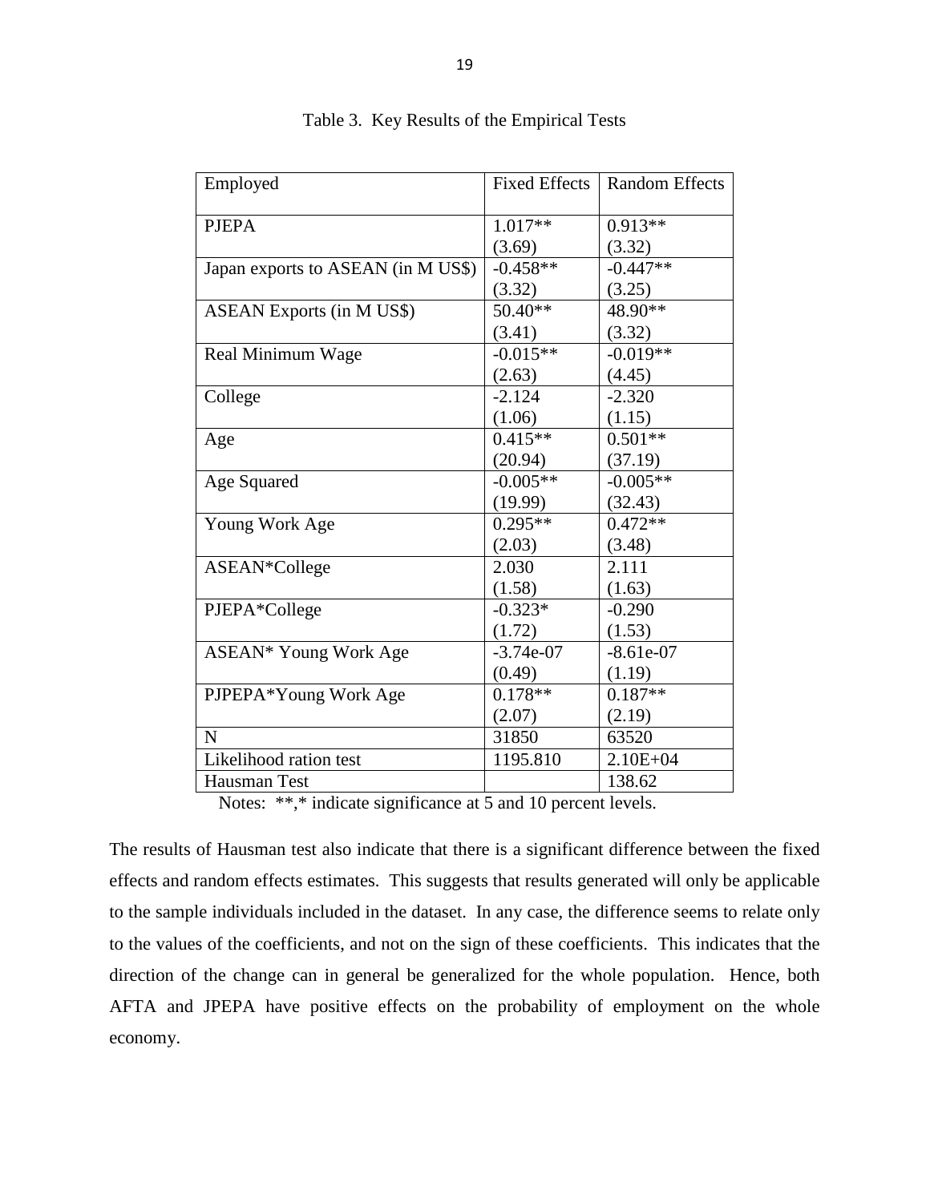Table 3. Key Results of the Empirical Tests

| Employed | Fixed Effects | Random Effects |
|---|---|---|
| PJEPA | 1.017** (3.69) | 0.913** (3.32) |
| Japan exports to ASEAN (in M US$) | -0.458** (3.32) | -0.447** (3.25) |
| ASEAN Exports (in M US$) | 50.40** (3.41) | 48.90** (3.32) |
| Real Minimum Wage | -0.015** (2.63) | -0.019** (4.45) |
| College | -2.124 (1.06) | -2.320 (1.15) |
| Age | 0.415** (20.94) | 0.501** (37.19) |
| Age Squared | -0.005** (19.99) | -0.005** (32.43) |
| Young Work Age | 0.295** (2.03) | 0.472** (3.48) |
| ASEAN*College | 2.030 (1.58) | 2.111 (1.63) |
| PJEPA*College | -0.323* (1.72) | -0.290 (1.53) |
| ASEAN* Young Work Age | -3.74e-07 (0.49) | -8.61e-07 (1.19) |
| PJPEPA*Young Work Age | 0.178** (2.07) | 0.187** (2.19) |
| N | 31850 | 63520 |
| Likelihood ration test | 1195.810 | 2.10E+04 |
| Hausman Test | | 138.62 |

Notes: **,* indicate significance at 5 and 10 percent levels.

The results of Hausman test also indicate that there is a significant difference between the fixed effects and random effects estimates. This suggests that results generated will only be applicable to the sample individuals included in the dataset. In any case, the difference seems to relate only to the values of the coefficients, and not on the sign of these coefficients. This indicates that the direction of the change can in general be generalized for the whole population. Hence, both AFTA and JPEPA have positive effects on the probability of employment on the whole economy.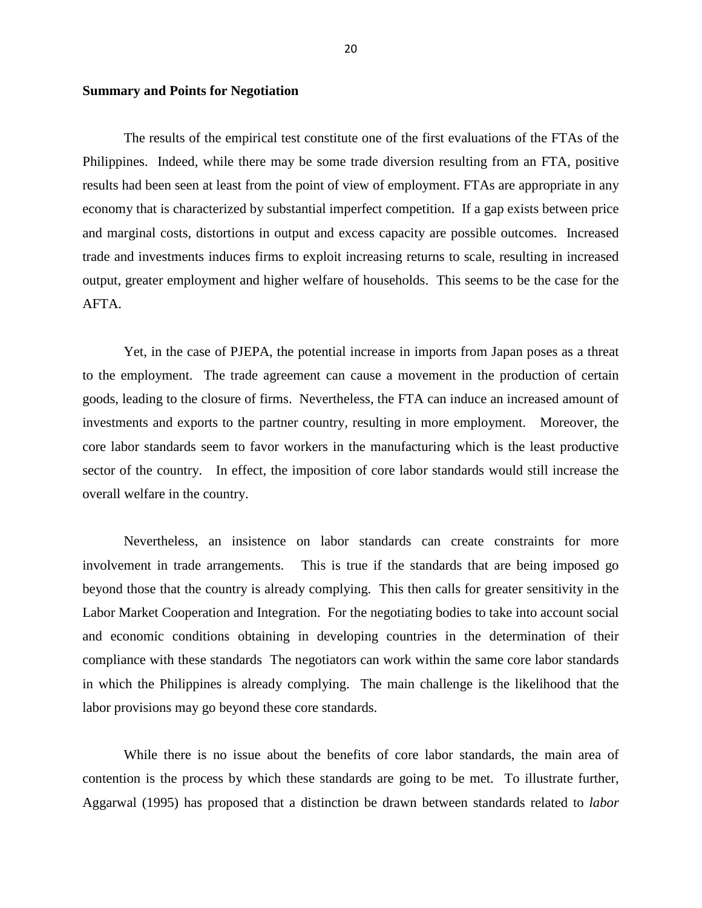**Summary and Points for Negotiation**

The results of the empirical test constitute one of the first evaluations of the FTAs of the Philippines. Indeed, while there may be some trade diversion resulting from an FTA, positive results had been seen at least from the point of view of employment. FTAs are appropriate in any economy that is characterized by substantial imperfect competition. If a gap exists between price and marginal costs, distortions in output and excess capacity are possible outcomes. Increased trade and investments induces firms to exploit increasing returns to scale, resulting in increased output, greater employment and higher welfare of households. This seems to be the case for the AFTA.

Yet, in the case of PJEPA, the potential increase in imports from Japan poses as a threat to the employment. The trade agreement can cause a movement in the production of certain goods, leading to the closure of firms. Nevertheless, the FTA can induce an increased amount of investments and exports to the partner country, resulting in more employment. Moreover, the core labor standards seem to favor workers in the manufacturing which is the least productive sector of the country. In effect, the imposition of core labor standards would still increase the overall welfare in the country.

Nevertheless, an insistence on labor standards can create constraints for more involvement in trade arrangements. This is true if the standards that are being imposed go beyond those that the country is already complying. This then calls for greater sensitivity in the Labor Market Cooperation and Integration. For the negotiating bodies to take into account social and economic conditions obtaining in developing countries in the determination of their compliance with these standards The negotiators can work within the same core labor standards in which the Philippines is already complying. The main challenge is the likelihood that the labor provisions may go beyond these core standards.

While there is no issue about the benefits of core labor standards, the main area of contention is the process by which these standards are going to be met. To illustrate further, Aggarwal (1995) has proposed that a distinction be drawn between standards related to *labor*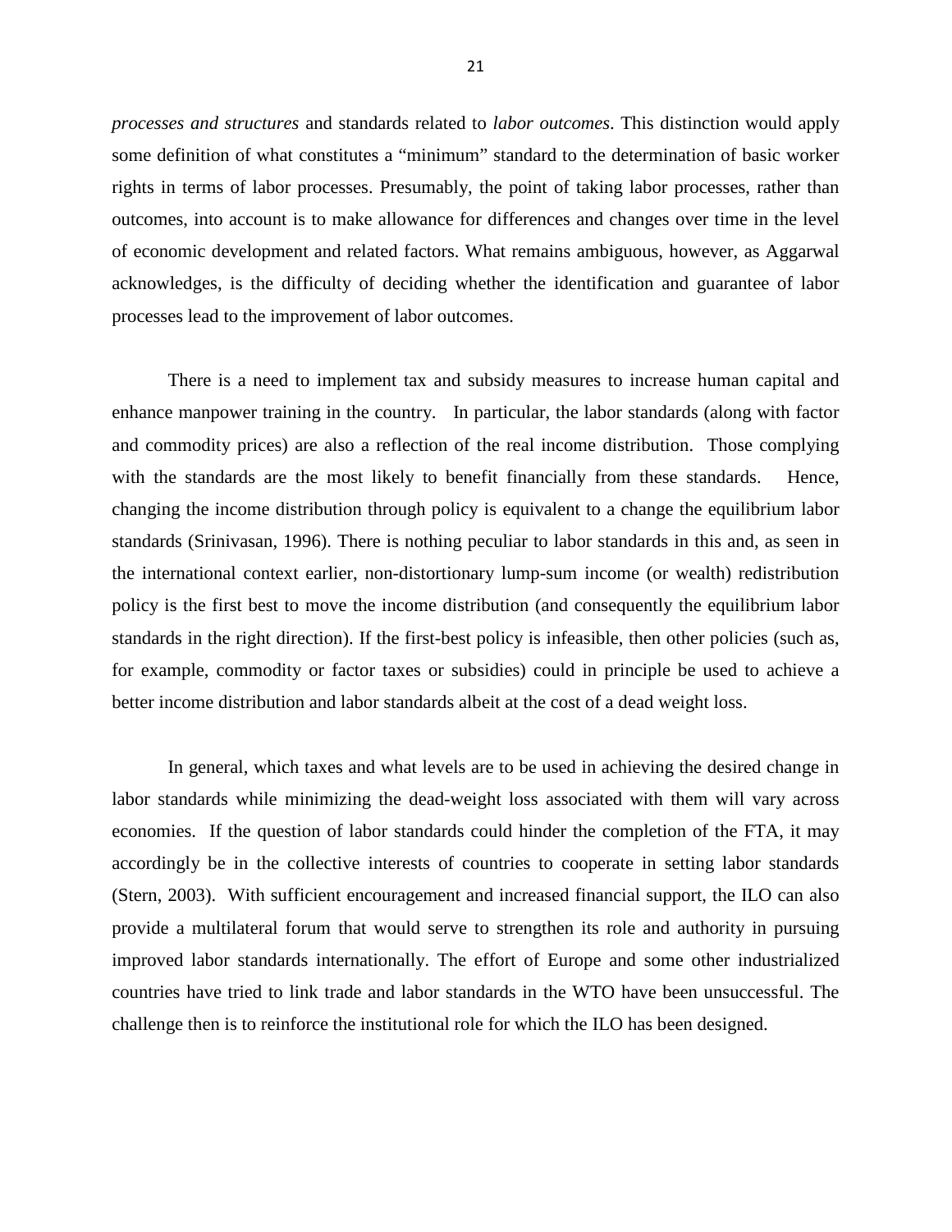*processes and structures* and standards related to *labor outcomes*. This distinction would apply some definition of what constitutes a "minimum" standard to the determination of basic worker rights in terms of labor processes. Presumably, the point of taking labor processes, rather than outcomes, into account is to make allowance for differences and changes over time in the level of economic development and related factors. What remains ambiguous, however, as Aggarwal acknowledges, is the difficulty of deciding whether the identification and guarantee of labor processes lead to the improvement of labor outcomes.

There is a need to implement tax and subsidy measures to increase human capital and enhance manpower training in the country. In particular, the labor standards (along with factor and commodity prices) are also a reflection of the real income distribution. Those complying with the standards are the most likely to benefit financially from these standards. Hence, changing the income distribution through policy is equivalent to a change the equilibrium labor standards (Srinivasan, 1996). There is nothing peculiar to labor standards in this and, as seen in the international context earlier, non-distortionary lump-sum income (or wealth) redistribution policy is the first best to move the income distribution (and consequently the equilibrium labor standards in the right direction). If the first-best policy is infeasible, then other policies (such as, for example, commodity or factor taxes or subsidies) could in principle be used to achieve a better income distribution and labor standards albeit at the cost of a dead weight loss.

In general, which taxes and what levels are to be used in achieving the desired change in labor standards while minimizing the dead-weight loss associated with them will vary across economies. If the question of labor standards could hinder the completion of the FTA, it may accordingly be in the collective interests of countries to cooperate in setting labor standards (Stern, 2003). With sufficient encouragement and increased financial support, the ILO can also provide a multilateral forum that would serve to strengthen its role and authority in pursuing improved labor standards internationally. The effort of Europe and some other industrialized countries have tried to link trade and labor standards in the WTO have been unsuccessful. The challenge then is to reinforce the institutional role for which the ILO has been designed.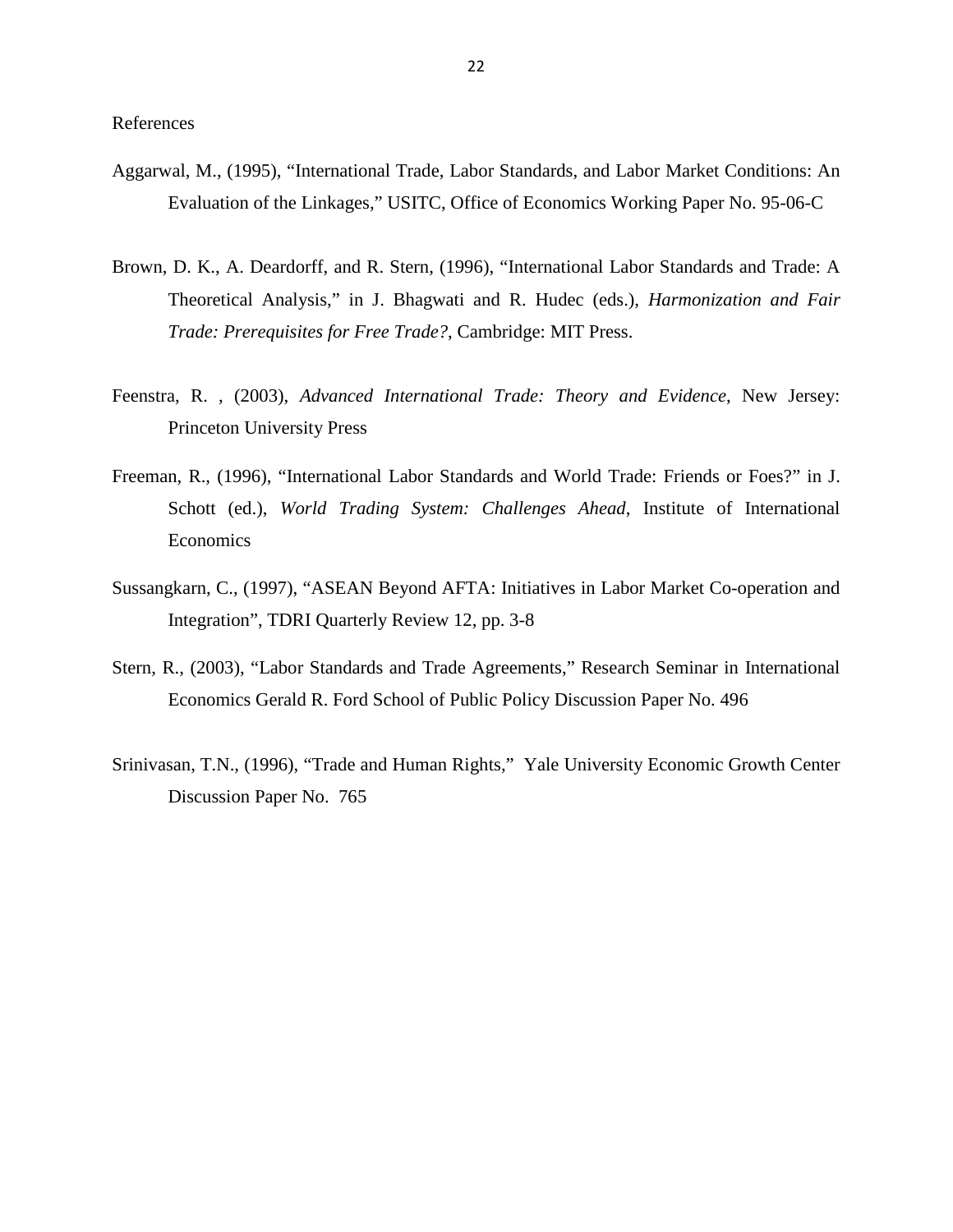References

Aggarwal, M., (1995), "International Trade, Labor Standards, and Labor Market Conditions: An Evaluation of the Linkages," USITC, Office of Economics Working Paper No. 95-06-C

Brown, D. K., A. Deardorff, and R. Stern, (1996), "International Labor Standards and Trade: A Theoretical Analysis," in J. Bhagwati and R. Hudec (eds.), *Harmonization and Fair Trade: Prerequisites for Free Trade?*, Cambridge: MIT Press.

Feenstra, R. , (2003), *Advanced International Trade: Theory and Evidence*, New Jersey: Princeton University Press

Freeman, R., (1996), "International Labor Standards and World Trade: Friends or Foes?" in J. Schott (ed.), *World Trading System: Challenges Ahead*, Institute of International Economics

Sussangkarn, C., (1997), "ASEAN Beyond AFTA: Initiatives in Labor Market Co-operation and Integration", TDRI Quarterly Review 12, pp. 3-8

Stern, R., (2003), "Labor Standards and Trade Agreements," Research Seminar in International Economics Gerald R. Ford School of Public Policy Discussion Paper No. 496

Srinivasan, T.N., (1996), "Trade and Human Rights," Yale University Economic Growth Center Discussion Paper No. 765